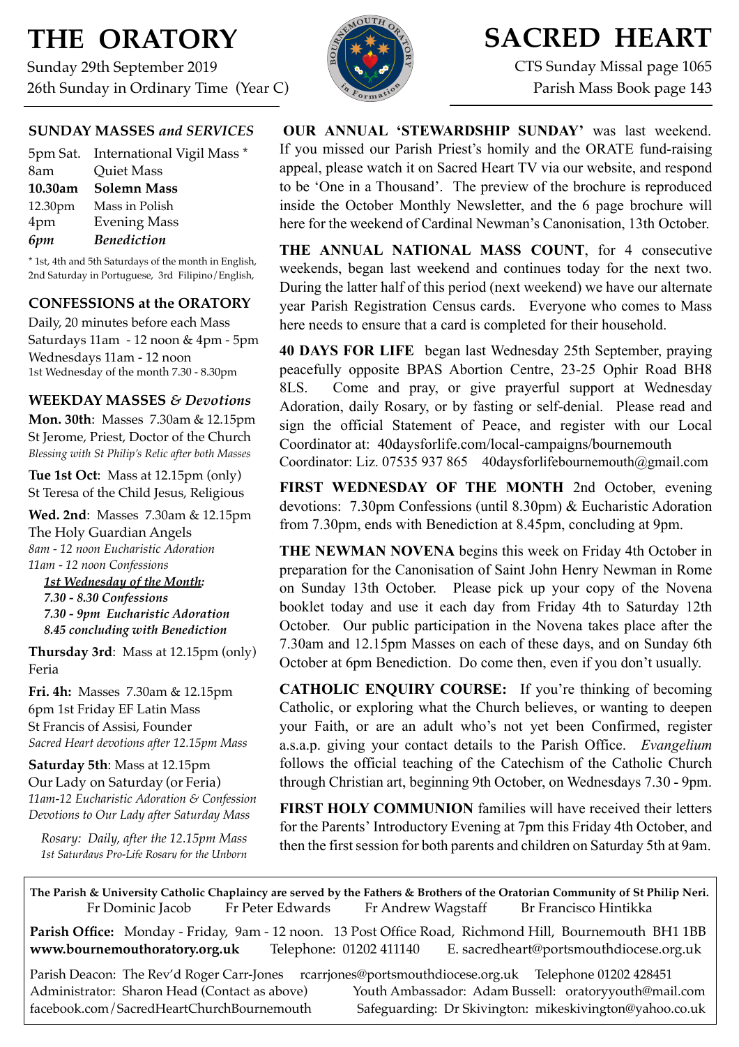# THE ORATORY

Sunday 29th September 2019
26th Sunday in Ordinary Time (Year C)

# SACRED HEART

CTS Sunday Missal page 1065
Parish Mass Book page 143

## SUNDAY MASSES *and SERVICES*

| | |
|---|---|
| 5pm Sat. | International Vigil Mass * |
| 8am | Quiet Mass |
| **10.30am** | **Solemn Mass** |
| 12.30pm | Mass in Polish |
| 4pm | Evening Mass |
| *6pm* | ***Benediction*** |

* 1st, 4th and 5th Saturdays of the month in English, 2nd Saturday in Portuguese, 3rd Filipino/English,

## CONFESSIONS at the ORATORY

Daily, 20 minutes before each Mass
Saturdays 11am - 12 noon & 4pm - 5pm
Wednesdays 11am - 12 noon
1st Wednesday of the month 7.30 - 8.30pm

## WEEKDAY MASSES *& Devotions*

**Mon. 30th**: Masses 7.30am & 12.15pm
St Jerome, Priest, Doctor of the Church
*Blessing with St Philip's Relic after both Masses*

**Tue 1st Oct**: Mass at 12.15pm (only)
St Teresa of the Child Jesus, Religious

**Wed. 2nd**: Masses 7.30am & 12.15pm
The Holy Guardian Angels
*8am - 12 noon Eucharistic Adoration*
*11am - 12 noon Confessions*

***<u>1st Wednesday of the Month</u>:***
***7.30 - 8.30 Confessions***
***7.30 - 9pm Eucharistic Adoration***
***8.45 concluding with Benediction***

**Thursday 3rd**: Mass at 12.15pm (only)
Feria

**Fri. 4h:** Masses 7.30am & 12.15pm
6pm 1st Friday EF Latin Mass
St Francis of Assisi, Founder
*Sacred Heart devotions after 12.15pm Mass*

**Saturday 5th**: Mass at 12.15pm
Our Lady on Saturday (or Feria)
*11am-12 Eucharistic Adoration & Confession*
*Devotions to Our Lady after Saturday Mass*

*Rosary: Daily, after the 12.15pm Mass*
*1st Saturdays Pro-Life Rosary for the Unborn*

**OUR ANNUAL 'STEWARDSHIP SUNDAY'** was last weekend. If you missed our Parish Priest's homily and the ORATE fund-raising appeal, please watch it on Sacred Heart TV via our website, and respond to be 'One in a Thousand'. The preview of the brochure is reproduced inside the October Monthly Newsletter, and the 6 page brochure will here for the weekend of Cardinal Newman's Canonisation, 13th October.

**THE ANNUAL NATIONAL MASS COUNT**, for 4 consecutive weekends, began last weekend and continues today for the next two. During the latter half of this period (next weekend) we have our alternate year Parish Registration Census cards. Everyone who comes to Mass here needs to ensure that a card is completed for their household.

**40 DAYS FOR LIFE** began last Wednesday 25th September, praying peacefully opposite BPAS Abortion Centre, 23-25 Ophir Road BH8 8LS. Come and pray, or give prayerful support at Wednesday Adoration, daily Rosary, or by fasting or self-denial. Please read and sign the official Statement of Peace, and register with our Local Coordinator at: 40daysforlife.com/local-campaigns/bournemouth
Coordinator: Liz. 07535 937 865 40daysforlifebournemouth@gmail.com

**FIRST WEDNESDAY OF THE MONTH** 2nd October, evening devotions: 7.30pm Confessions (until 8.30pm) & Eucharistic Adoration from 7.30pm, ends with Benediction at 8.45pm, concluding at 9pm.

**THE NEWMAN NOVENA** begins this week on Friday 4th October in preparation for the Canonisation of Saint John Henry Newman in Rome on Sunday 13th October. Please pick up your copy of the Novena booklet today and use it each day from Friday 4th to Saturday 12th October. Our public participation in the Novena takes place after the 7.30am and 12.15pm Masses on each of these days, and on Sunday 6th October at 6pm Benediction. Do come then, even if you don't usually.

**CATHOLIC ENQUIRY COURSE:** If you're thinking of becoming Catholic, or exploring what the Church believes, or wanting to deepen your Faith, or are an adult who's not yet been Confirmed, register a.s.a.p. giving your contact details to the Parish Office. *Evangelium* follows the official teaching of the Catechism of the Catholic Church through Christian art, beginning 9th October, on Wednesdays 7.30 - 9pm.

**FIRST HOLY COMMUNION** families will have received their letters for the Parents' Introductory Evening at 7pm this Friday 4th October, and then the first session for both parents and children on Saturday 5th at 9am.

---

**The Parish & University Catholic Chaplaincy are served by the Fathers & Brothers of the Oratorian Community of St Philip Neri.**
Fr Dominic Jacob Fr Peter Edwards Fr Andrew Wagstaff Br Francisco Hintikka

**Parish Office:** Monday - Friday, 9am - 12 noon. 13 Post Office Road, Richmond Hill, Bournemouth BH1 1BB
**www.bournemouthoratory.org.uk** Telephone: 01202 411140 E. sacredheart@portsmouthdiocese.org.uk

Parish Deacon: The Rev'd Roger Carr-Jones rcarrjones@portsmouthdiocese.org.uk Telephone 01202 428451
Administrator: Sharon Head (Contact as above) Youth Ambassador: Adam Bussell: oratoryyouth@mail.com
facebook.com/SacredHeartChurchBournemouth Safeguarding: Dr Skivington: mikeskivington@yahoo.co.uk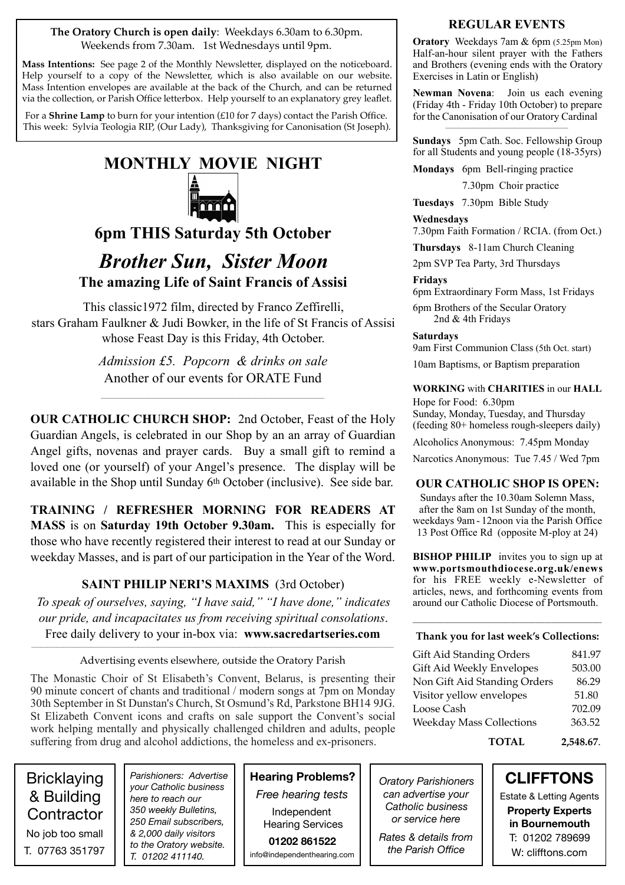**The Oratory Church is open daily**: Weekdays 6.30am to 6.30pm. Weekends from 7.30am. 1st Wednesdays until 9pm.

**Mass Intentions:** See page 2 of the Monthly Newsletter, displayed on the noticeboard. Help yourself to a copy of the Newsletter, which is also available on our website. Mass Intention envelopes are available at the back of the Church, and can be returned via the collection, or Parish Office letterbox. Help yourself to an explanatory grey leaflet.

For a **Shrine Lamp** to burn for your intention (£10 for 7 days) contact the Parish Office. This week: Sylvia Teologia RIP, (Our Lady), Thanksgiving for Canonisation (St Joseph).

## MONTHLY MOVIE NIGHT

### 6pm THIS Saturday 5th October

## *Brother Sun, Sister Moon*

### The amazing Life of Saint Francis of Assisi

This classic1972 film, directed by Franco Zeffirelli, stars Graham Faulkner & Judi Bowker, in the life of St Francis of Assisi whose Feast Day is this Friday, 4th October.

*Admission £5. Popcorn & drinks on sale*

Another of our events for ORATE Fund

---

**OUR CATHOLIC CHURCH SHOP:** 2nd October, Feast of the Holy Guardian Angels, is celebrated in our Shop by an an array of Guardian Angel gifts, novenas and prayer cards. Buy a small gift to remind a loved one (or yourself) of your Angel's presence. The display will be available in the Shop until Sunday 6th October (inclusive). See side bar.

**TRAINING / REFRESHER MORNING FOR READERS AT MASS** is on **Saturday 19th October 9.30am.** This is especially for those who have recently registered their interest to read at our Sunday or weekday Masses, and is part of our participation in the Year of the Word.

### SAINT PHILIP NERI'S MAXIMS (3rd October)

*To speak of ourselves, saying, "I have said," "I have done," indicates our pride, and incapacitates us from receiving spiritual consolations*.

Free daily delivery to your in-box via: **www.sacredartseries.com**

---

Advertising events elsewhere, outside the Oratory Parish

The Monastic Choir of St Elisabeth's Convent, Belarus, is presenting their 90 minute concert of chants and traditional / modern songs at 7pm on Monday 30th September in St Dunstan's Church, St Osmund's Rd, Parkstone BH14 9JG. St Elizabeth Convent icons and crafts on sale support the Convent's social work helping mentally and physically challenged children and adults, people suffering from drug and alcohol addictions, the homeless and ex-prisoners.

## REGULAR EVENTS

**Oratory** Weekdays 7am & 6pm (5.25pm Mon) Half-an-hour silent prayer with the Fathers and Brothers (evening ends with the Oratory Exercises in Latin or English)

**Newman Novena**: Join us each evening (Friday 4th - Friday 10th October) to prepare for the Canonisation of our Oratory Cardinal

**Sundays** 5pm Cath. Soc. Fellowship Group for all Students and young people (18-35yrs)

**Mondays** 6pm Bell-ringing practice
7.30pm Choir practice

**Tuesdays** 7.30pm Bible Study

**Wednesdays**
7.30pm Faith Formation / RCIA. (from Oct.)

**Thursdays** 8-11am Church Cleaning
2pm SVP Tea Party, 3rd Thursdays

**Fridays**
6pm Extraordinary Form Mass, 1st Fridays
6pm Brothers of the Secular Oratory 2nd & 4th Fridays

**Saturdays**
9am First Communion Class (5th Oct. start)
10am Baptisms, or Baptism preparation

**WORKING** with **CHARITIES** in our **HALL**

Hope for Food: 6.30pm
Sunday, Monday, Tuesday, and Thursday (feeding 80+ homeless rough-sleepers daily)

Alcoholics Anonymous: 7.45pm Monday

Narcotics Anonymous: Tue 7.45 / Wed 7pm

**OUR CATHOLIC SHOP IS OPEN:**

Sundays after the 10.30am Solemn Mass, after the 8am on 1st Sunday of the month, weekdays 9am - 12noon via the Parish Office 13 Post Office Rd (opposite M-ploy at 24)

**BISHOP PHILIP** invites you to sign up at **www.portsmouthdiocese.org.uk/enews** for his FREE weekly e-Newsletter of articles, news, and forthcoming events from around our Catholic Diocese of Portsmouth.

**Thank you for last week's Collections:**

| | |
|---|---|
| Gift Aid Standing Orders | 841.97 |
| Gift Aid Weekly Envelopes | 503.00 |
| Non Gift Aid Standing Orders | 86.29 |
| Visitor yellow envelopes | 51.80 |
| Loose Cash | 702.09 |
| Weekday Mass Collections | 363.52 |
| **TOTAL** | **2,548.67**. |

Bricklaying & Building Contractor
No job too small
T. 07763 351797

*Parishioners: Advertise your Catholic business here to reach our 350 weekly Bulletins, 250 Email subscribers, & 2,000 daily visitors to the Oratory website. T. 01202 411140.*

**Hearing Problems?**
*Free hearing tests*
Independent Hearing Services
**01202 861522**
info@independenthearing.com

*Oratory Parishioners can advertise your Catholic business or service here*
*Rates & details from the Parish Office*

**CLIFFTONS**
Estate & Letting Agents
**Property Experts in Bournemouth**
T: 01202 789699
W: clifftons.com